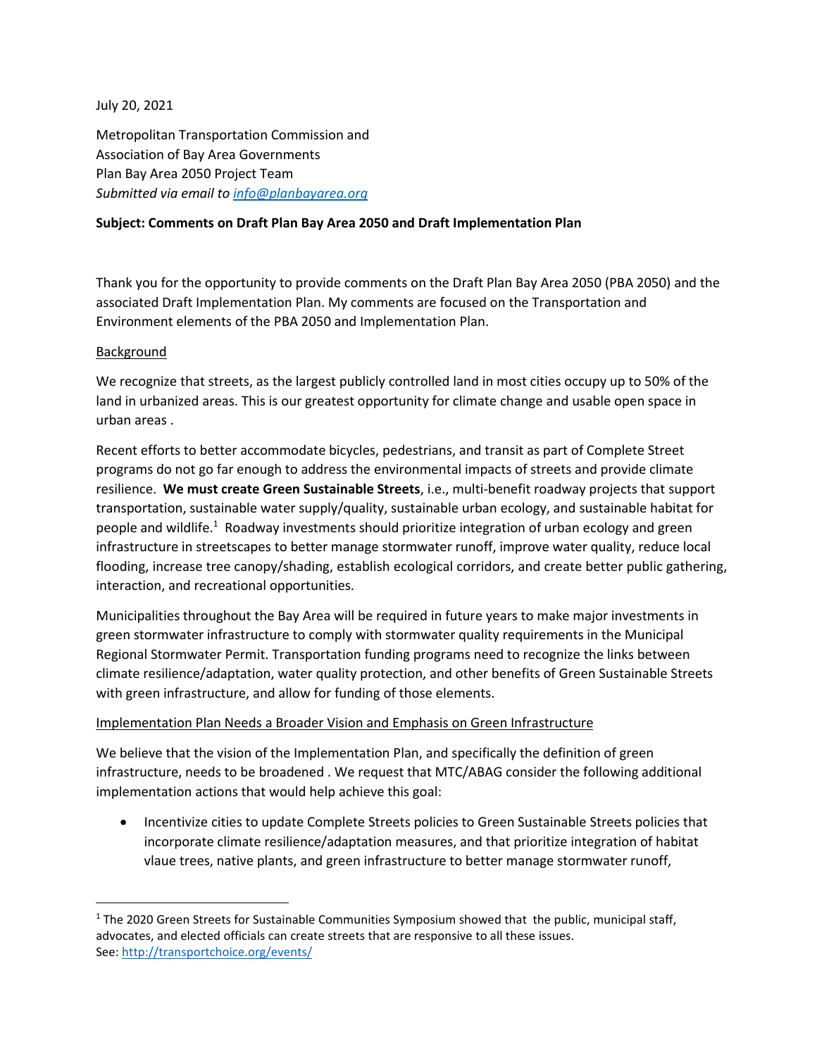July 20, 2021

Metropolitan Transportation Commission and
Association of Bay Area Governments
Plan Bay Area 2050 Project Team
*Submitted via email to [info@planbayarea.org](mailto:info@planbayarea.org)*

**Subject: Comments on Draft Plan Bay Area 2050 and Draft Implementation Plan**

Thank you for the opportunity to provide comments on the Draft Plan Bay Area 2050 (PBA 2050) and the associated Draft Implementation Plan. My comments are focused on the Transportation and Environment elements of the PBA 2050 and Implementation Plan.

<u>Background</u>

We recognize that streets, as the largest publicly controlled land in most cities occupy up to 50% of the land in urbanized areas. This is our greatest opportunity for climate change and usable open space in urban areas .

Recent efforts to better accommodate bicycles, pedestrians, and transit as part of Complete Street programs do not go far enough to address the environmental impacts of streets and provide climate resilience. **We must create Green Sustainable Streets**, i.e., multi-benefit roadway projects that support transportation, sustainable water supply/quality, sustainable urban ecology, and sustainable habitat for people and wildlife.[1] Roadway investments should prioritize integration of urban ecology and green infrastructure in streetscapes to better manage stormwater runoff, improve water quality, reduce local flooding, increase tree canopy/shading, establish ecological corridors, and create better public gathering, interaction, and recreational opportunities.

Municipalities throughout the Bay Area will be required in future years to make major investments in green stormwater infrastructure to comply with stormwater quality requirements in the Municipal Regional Stormwater Permit. Transportation funding programs need to recognize the links between climate resilience/adaptation, water quality protection, and other benefits of Green Sustainable Streets with green infrastructure, and allow for funding of those elements.

<u>Implementation Plan Needs a Broader Vision and Emphasis on Green Infrastructure</u>

We believe that the vision of the Implementation Plan, and specifically the definition of green infrastructure, needs to be broadened . We request that MTC/ABAG consider the following additional implementation actions that would help achieve this goal:

- Incentivize cities to update Complete Streets policies to Green Sustainable Streets policies that incorporate climate resilience/adaptation measures, and that prioritize integration of habitat vlaue trees, native plants, and green infrastructure to better manage stormwater runoff,

---

[1] The 2020 Green Streets for Sustainable Communities Symposium showed that the public, municipal staff, advocates, and elected officials can create streets that are responsive to all these issues.
See: [http://transportchoice.org/events/](http://transportchoice.org/events/)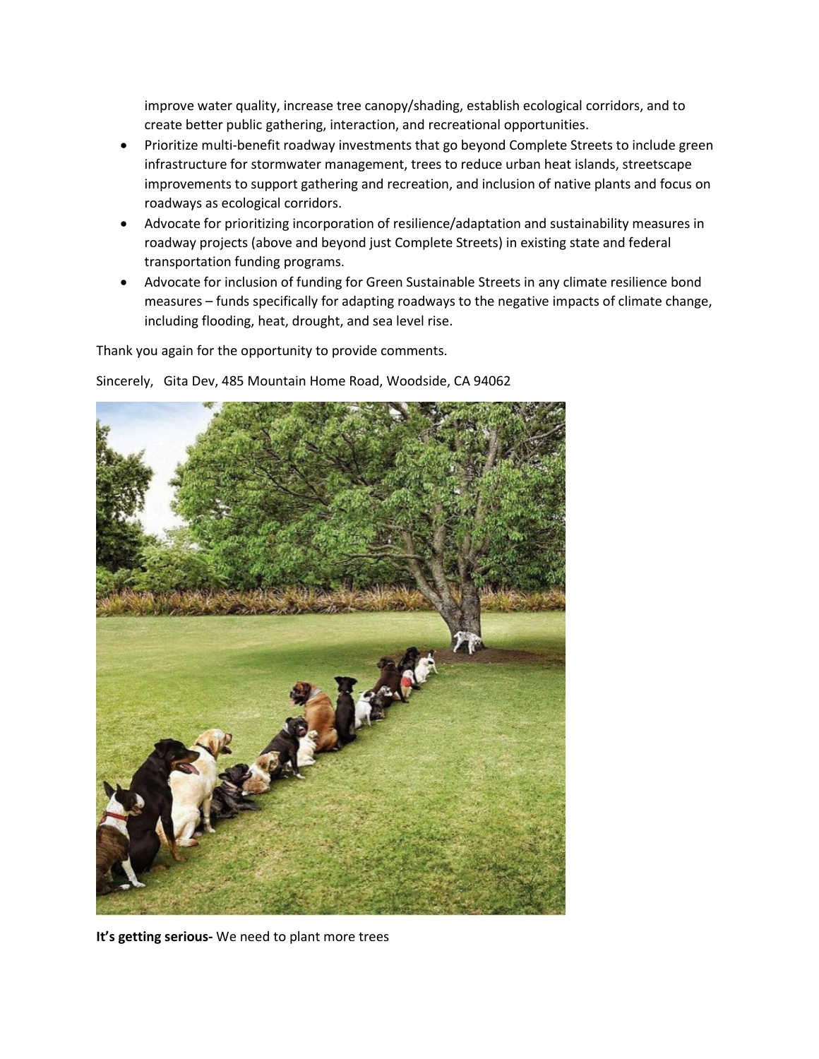improve water quality, increase tree canopy/shading, establish ecological corridors, and to create better public gathering, interaction, and recreational opportunities.

- Prioritize multi-benefit roadway investments that go beyond Complete Streets to include green infrastructure for stormwater management, trees to reduce urban heat islands, streetscape improvements to support gathering and recreation, and inclusion of native plants and focus on roadways as ecological corridors.
- Advocate for prioritizing incorporation of resilience/adaptation and sustainability measures in roadway projects (above and beyond just Complete Streets) in existing state and federal transportation funding programs.
- Advocate for inclusion of funding for Green Sustainable Streets in any climate resilience bond measures – funds specifically for adapting roadways to the negative impacts of climate change, including flooding, heat, drought, and sea level rise.

Thank you again for the opportunity to provide comments.

Sincerely, Gita Dev, 485 Mountain Home Road, Woodside, CA 94062

**It's getting serious-** We need to plant more trees